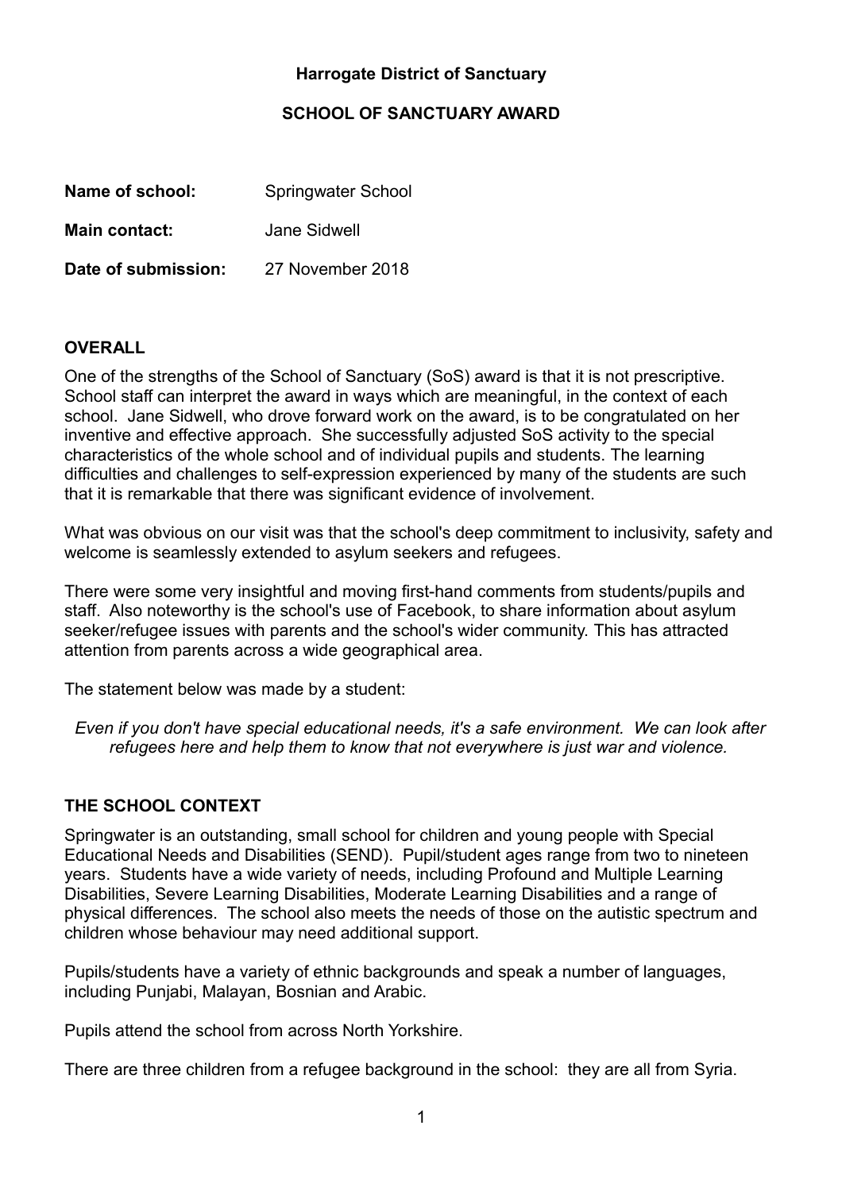**Harrogate District of Sanctuary**

**SCHOOL OF SANCTUARY AWARD**

**Name of school:** Springwater School

**Main contact:** Jane Sidwell

**Date of submission:** 27 November 2018

## OVERALL

One of the strengths of the School of Sanctuary (SoS) award is that it is not prescriptive. School staff can interpret the award in ways which are meaningful, in the context of each school. Jane Sidwell, who drove forward work on the award, is to be congratulated on her inventive and effective approach. She successfully adjusted SoS activity to the special characteristics of the whole school and of individual pupils and students. The learning difficulties and challenges to self-expression experienced by many of the students are such that it is remarkable that there was significant evidence of involvement.

What was obvious on our visit was that the school's deep commitment to inclusivity, safety and welcome is seamlessly extended to asylum seekers and refugees.

There were some very insightful and moving first-hand comments from students/pupils and staff. Also noteworthy is the school's use of Facebook, to share information about asylum seeker/refugee issues with parents and the school's wider community. This has attracted attention from parents across a wide geographical area.

The statement below was made by a student:

*Even if you don't have special educational needs, it's a safe environment. We can look after refugees here and help them to know that not everywhere is just war and violence.*

## THE SCHOOL CONTEXT

Springwater is an outstanding, small school for children and young people with Special Educational Needs and Disabilities (SEND). Pupil/student ages range from two to nineteen years. Students have a wide variety of needs, including Profound and Multiple Learning Disabilities, Severe Learning Disabilities, Moderate Learning Disabilities and a range of physical differences. The school also meets the needs of those on the autistic spectrum and children whose behaviour may need additional support.

Pupils/students have a variety of ethnic backgrounds and speak a number of languages, including Punjabi, Malayan, Bosnian and Arabic.

Pupils attend the school from across North Yorkshire.

There are three children from a refugee background in the school: they are all from Syria.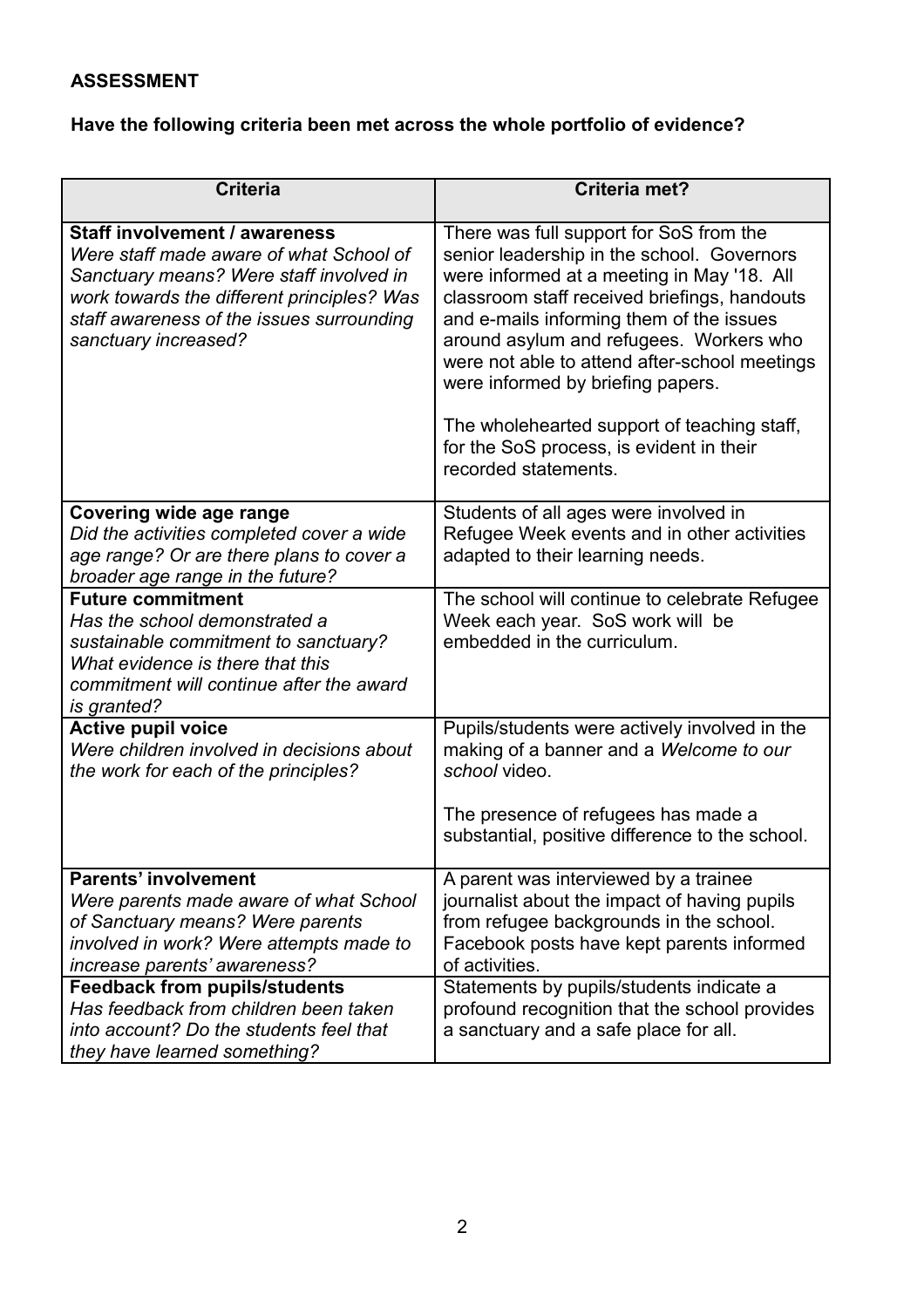**ASSESSMENT**

**Have the following criteria been met across the whole portfolio of evidence?**

| Criteria | Criteria met? |
|---|---|
| **Staff involvement / awareness**<br>*Were staff made aware of what School of Sanctuary means? Were staff involved in work towards the different principles? Was staff awareness of the issues surrounding sanctuary increased?* | There was full support for SoS from the senior leadership in the school. Governors were informed at a meeting in May '18. All classroom staff received briefings, handouts and e-mails informing them of the issues around asylum and refugees. Workers who were not able to attend after-school meetings were informed by briefing papers.<br><br>The wholehearted support of teaching staff, for the SoS process, is evident in their recorded statements. |
| **Covering wide age range**<br>*Did the activities completed cover a wide age range? Or are there plans to cover a broader age range in the future?* | Students of all ages were involved in Refugee Week events and in other activities adapted to their learning needs. |
| **Future commitment**<br>*Has the school demonstrated a sustainable commitment to sanctuary? What evidence is there that this commitment will continue after the award is granted?* | The school will continue to celebrate Refugee Week each year. SoS work will be embedded in the curriculum. |
| **Active pupil voice**<br>*Were children involved in decisions about the work for each of the principles?* | Pupils/students were actively involved in the making of a banner and a *Welcome to our school* video.<br><br>The presence of refugees has made a substantial, positive difference to the school. |
| **Parents' involvement**<br>*Were parents made aware of what School of Sanctuary means? Were parents involved in work? Were attempts made to increase parents' awareness?* | A parent was interviewed by a trainee journalist about the impact of having pupils from refugee backgrounds in the school. Facebook posts have kept parents informed of activities. |
| **Feedback from pupils/students**<br>*Has feedback from children been taken into account? Do the students feel that they have learned something?* | Statements by pupils/students indicate a profound recognition that the school provides a sanctuary and a safe place for all. |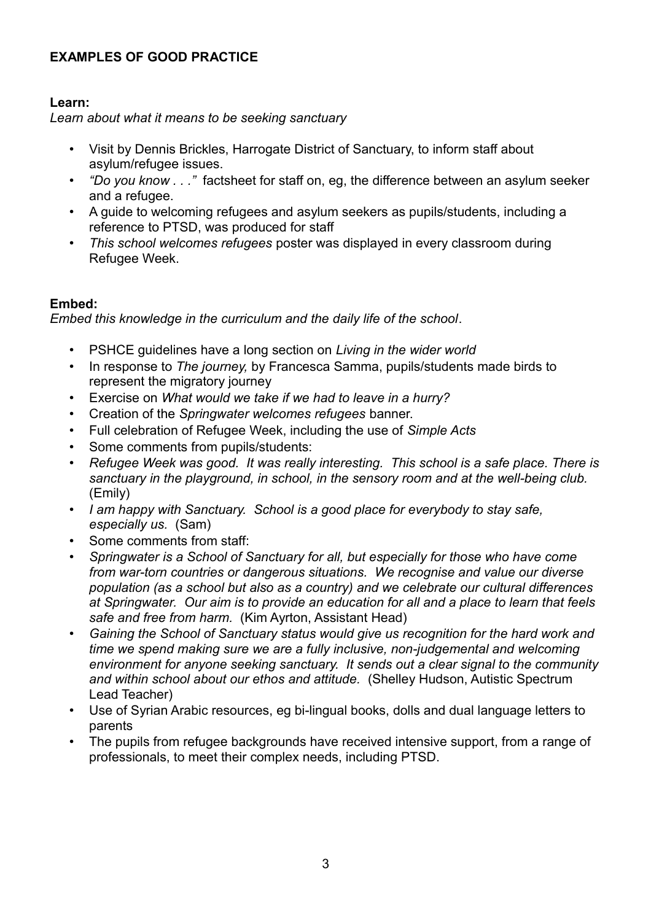## EXAMPLES OF GOOD PRACTICE

### Learn:

*Learn about what it means to be seeking sanctuary*

- Visit by Dennis Brickles, Harrogate District of Sanctuary, to inform staff about asylum/refugee issues.
- *"Do you know . . ."* factsheet for staff on, eg, the difference between an asylum seeker and a refugee.
- A guide to welcoming refugees and asylum seekers as pupils/students, including a reference to PTSD, was produced for staff
- *This school welcomes refugees* poster was displayed in every classroom during Refugee Week.

### Embed:

*Embed this knowledge in the curriculum and the daily life of the school*.

- PSHCE guidelines have a long section on *Living in the wider world*
- In response to *The journey,* by Francesca Samma, pupils/students made birds to represent the migratory journey
- Exercise on *What would we take if we had to leave in a hurry?*
- Creation of the *Springwater welcomes refugees* banner.
- Full celebration of Refugee Week, including the use of *Simple Acts*
- Some comments from pupils/students:
- *Refugee Week was good. It was really interesting. This school is a safe place. There is sanctuary in the playground, in school, in the sensory room and at the well-being club.* (Emily)
- *I am happy with Sanctuary. School is a good place for everybody to stay safe, especially us.* (Sam)
- Some comments from staff:
- *Springwater is a School of Sanctuary for all, but especially for those who have come from war-torn countries or dangerous situations. We recognise and value our diverse population (as a school but also as a country) and we celebrate our cultural differences at Springwater. Our aim is to provide an education for all and a place to learn that feels safe and free from harm.* (Kim Ayrton, Assistant Head)
- *Gaining the School of Sanctuary status would give us recognition for the hard work and time we spend making sure we are a fully inclusive, non-judgemental and welcoming environment for anyone seeking sanctuary. It sends out a clear signal to the community and within school about our ethos and attitude.* (Shelley Hudson, Autistic Spectrum Lead Teacher)
- Use of Syrian Arabic resources, eg bi-lingual books, dolls and dual language letters to parents
- The pupils from refugee backgrounds have received intensive support, from a range of professionals, to meet their complex needs, including PTSD.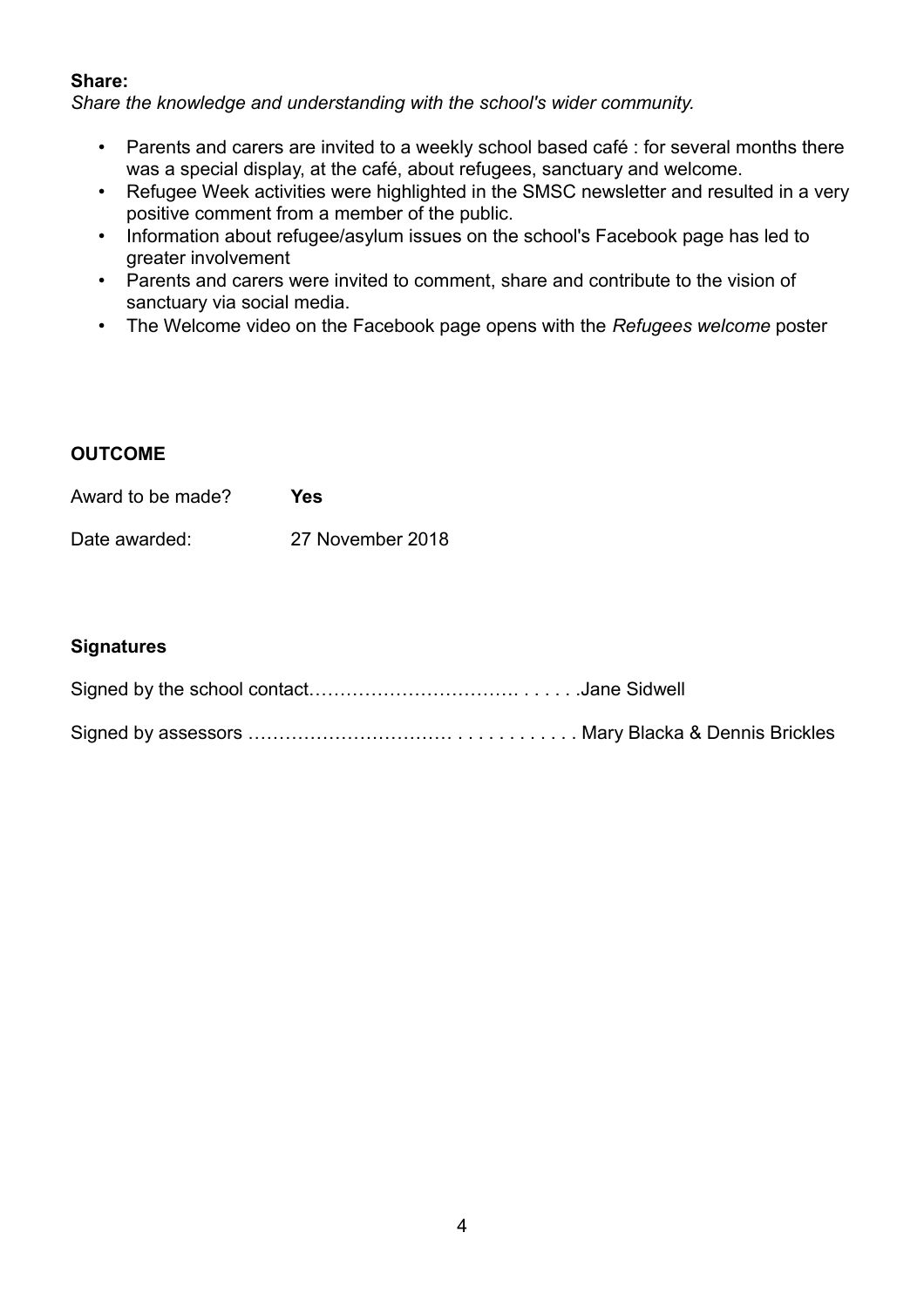**Share:**

*Share the knowledge and understanding with the school's wider community.*

- Parents and carers are invited to a weekly school based café : for several months there was a special display, at the café, about refugees, sanctuary and welcome.
- Refugee Week activities were highlighted in the SMSC newsletter and resulted in a very positive comment from a member of the public.
- Information about refugee/asylum issues on the school's Facebook page has led to greater involvement
- Parents and carers were invited to comment, share and contribute to the vision of sanctuary via social media.
- The Welcome video on the Facebook page opens with the *Refugees welcome* poster

**OUTCOME**

Award to be made? **Yes**

Date awarded: 27 November 2018

**Signatures**

Signed by the school contact……………………………. . . . . . .Jane Sidwell

Signed by assessors …………………………. . . . . . . . . . . . Mary Blacka & Dennis Brickles